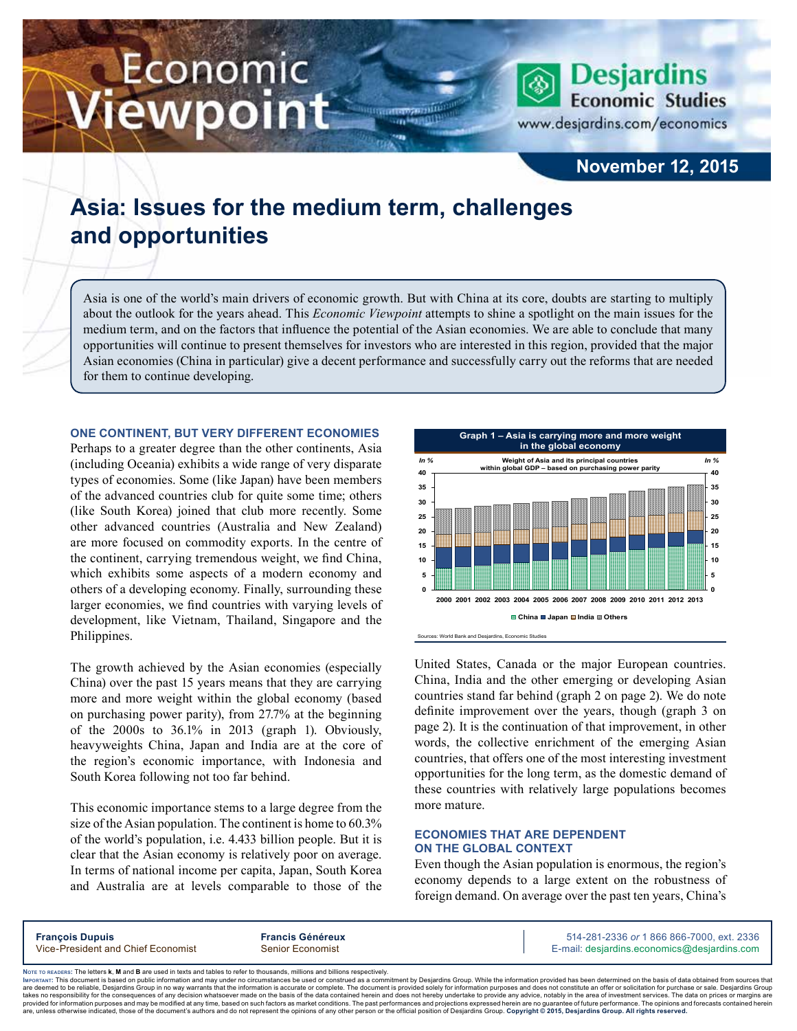# Asia: Issues for the medium term, challenges and opportunities

November 12, 2015

Asia is one of the world's main drivers of economic growth. But with China at its core, doubts are starting to multiply about the outlook for the years ahead. This *Economic Viewpoint* attempts to shine a spotlight on the main issues for the medium term, and on the factors that influence the potential of the Asian economies. We are able to conclude that many opportunities will continue to present themselves for investors who are interested in this region, provided that the major Asian economies (China in particular) give a decent performance and successfully carry out the reforms that are needed for them to continue developing.

## ONE CONTINENT, BUT VERY DIFFERENT ECONOMIES

Perhaps to a greater degree than the other continents, Asia (including Oceania) exhibits a wide range of very disparate types of economies. Some (like Japan) have been members of the advanced countries club for quite some time; others (like South Korea) joined that club more recently. Some other advanced countries (Australia and New Zealand) are more focused on commodity exports. In the centre of the continent, carrying tremendous weight, we find China, which exhibits some aspects of a modern economy and others of a developing economy. Finally, surrounding these larger economies, we find countries with varying levels of development, like Vietnam, Thailand, Singapore and the Philippines.

The growth achieved by the Asian economies (especially China) over the past 15 years means that they are carrying more and more weight within the global economy (based on purchasing power parity), from 27.7% at the beginning of the 2000s to 36.1% in 2013 (graph 1). Obviously, heavyweights China, Japan and India are at the core of the region's economic importance, with Indonesia and South Korea following not too far behind.

This economic importance stems to a large degree from the size of the Asian population. The continent is home to 60.3% of the world's population, i.e. 4.433 billion people. But it is clear that the Asian economy is relatively poor on average. In terms of national income per capita, Japan, South Korea and Australia are at levels comparable to those of the United States, Canada or the major European countries. China, India and the other emerging or developing Asian countries stand far behind (graph 2 on page 2). We do note definite improvement over the years, though (graph 3 on page 2). It is the continuation of that improvement, in other words, the collective enrichment of the emerging Asian countries, that offers one of the most interesting investment opportunities for the long term, as the domestic demand of these countries with relatively large populations becomes more mature.

**Graph 1 – Asia is carrying more and more weight in the global economy**

Weight of Asia and its principal countries within global GDP – based on purchasing power parity (In %)

China, Japan, India, Others — 2000 to 2013

Sources: World Bank and Desjardins, Economic Studies

## ECONOMIES THAT ARE DEPENDENT ON THE GLOBAL CONTEXT

Even though the Asian population is enormous, the region's economy depends to a large extent on the robustness of foreign demand. On average over the past ten years, China's

**François Dupuis**
Vice-President and Chief Economist

**Francis Généreux**
Senior Economist

514-281-2336 *or* 1 866 866-7000, ext. 2336
E-mail: desjardins.economics@desjardins.com

Note to readers: The letters **k**, **M** and **B** are used in texts and tables to refer to thousands, millions and billions respectively.

Important: This document is based on public information and may under no circumstances be used or construed as a commitment by Desjardins Group. While the information provided has been determined on the basis of data obtained from sources that are deemed to be reliable, Desjardins Group in no way warrants that the information is accurate or complete. The document is provided solely for information purposes and does not constitute an offer or solicitation for purchase or sale. Desjardins Group takes no responsibility for the consequences of any decision whatsoever made on the basis of the data contained herein and does not hereby undertake to provide any advice, notably in the area of investment services. The data on prices or margins are provided for information purposes and may be modified at any time, based on such factors as market conditions. The past performances and projections expressed herein are no guarantee of future performance. The opinions and forecasts contained herein are, unless otherwise indicated, those of the document's authors and do not represent the opinions of any other person or the official position of Desjardins Group. **Copyright © 2015, Desjardins Group. All rights reserved.**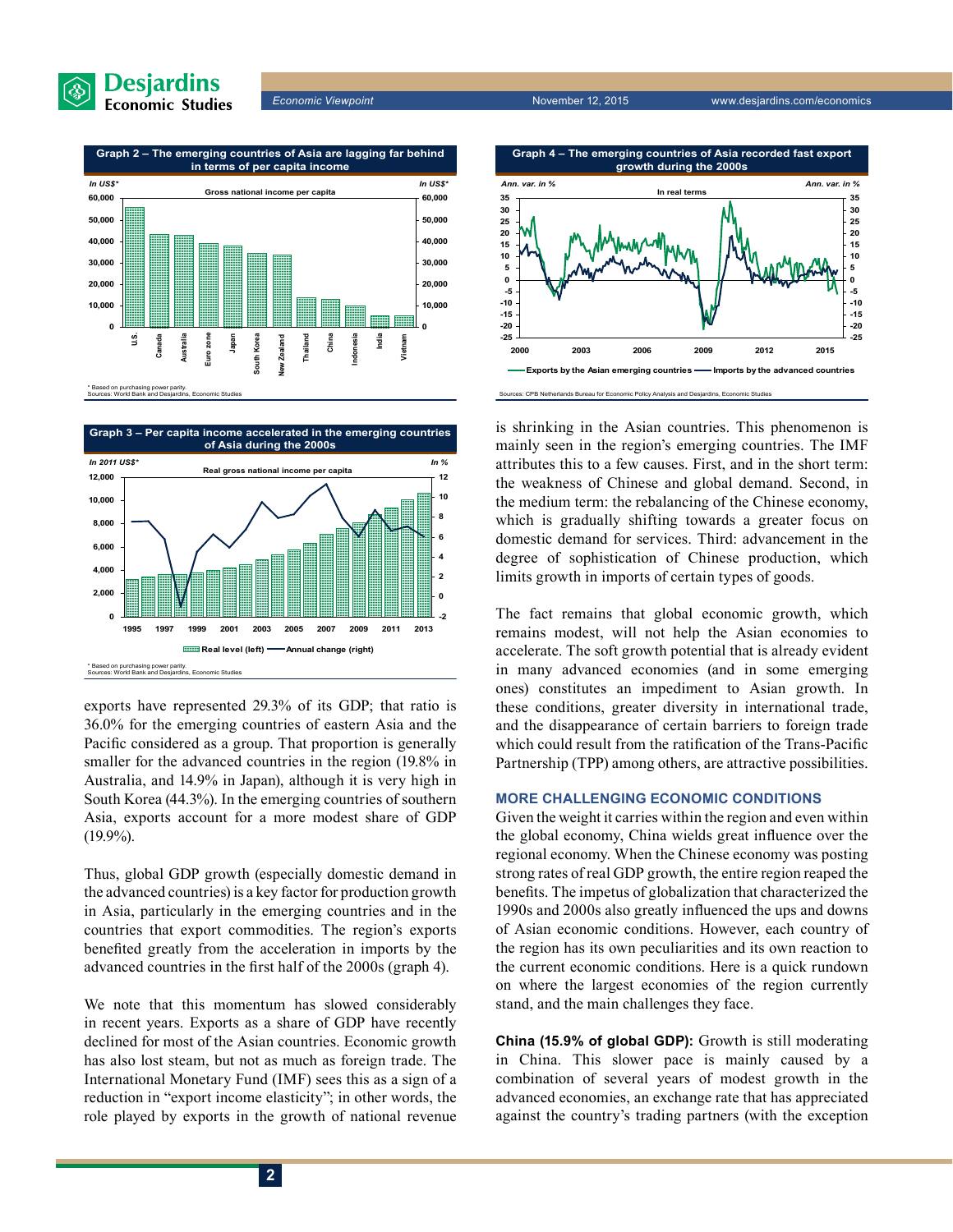**Graph 2 – The emerging countries of Asia are lagging far behind in terms of per capita income**

* Based on purchasing power parity.
Sources: World Bank and Desjardins, Economic Studies

**Graph 3 – Per capita income accelerated in the emerging countries of Asia during the 2000s**

* Based on purchasing power parity.
Sources: World Bank and Desjardins, Economic Studies

exports have represented 29.3% of its GDP; that ratio is 36.0% for the emerging countries of eastern Asia and the Pacific considered as a group. That proportion is generally smaller for the advanced countries in the region (19.8% in Australia, and 14.9% in Japan), although it is very high in South Korea (44.3%). In the emerging countries of southern Asia, exports account for a more modest share of GDP (19.9%).

Thus, global GDP growth (especially domestic demand in the advanced countries) is a key factor for production growth in Asia, particularly in the emerging countries and in the countries that export commodities. The region's exports benefited greatly from the acceleration in imports by the advanced countries in the first half of the 2000s (graph 4).

We note that this momentum has slowed considerably in recent years. Exports as a share of GDP have recently declined for most of the Asian countries. Economic growth has also lost steam, but not as much as foreign trade. The International Monetary Fund (IMF) sees this as a sign of a reduction in "export income elasticity"; in other words, the role played by exports in the growth of national revenue is shrinking in the Asian countries. This phenomenon is mainly seen in the region's emerging countries. The IMF attributes this to a few causes. First, in the short term: the weakness of Chinese and global demand. Second, in the medium term: the rebalancing of the Chinese economy, which is gradually shifting towards a greater focus on domestic demand for services. Third: advancement in the degree of sophistication of Chinese production, which limits growth in imports of certain types of goods.

**Graph 4 – The emerging countries of Asia recorded fast export growth during the 2000s**

Sources: CPB Netherlands Bureau for Economic Policy Analysis and Desjardins, Economic Studies

The fact remains that global economic growth, which remains modest, will not help the Asian economies to accelerate. The soft growth potential that is already evident in many advanced economies (and in some emerging ones) constitutes an impediment to Asian growth. In these conditions, greater diversity in international trade, and the disappearance of certain barriers to foreign trade which could result from the ratification of the Trans-Pacific Partnership (TPP) among others, are attractive possibilities.

## MORE CHALLENGING ECONOMIC CONDITIONS

Given the weight it carries within the region and even within the global economy, China wields great influence over the regional economy. When the Chinese economy was posting strong rates of real GDP growth, the entire region reaped the benefits. The impetus of globalization that characterized the 1990s and 2000s also greatly influenced the ups and downs of Asian economic conditions. However, each country of the region has its own peculiarities and its own reaction to the current economic conditions. Here is a quick rundown on where the largest economies of the region currently stand, and the main challenges they face.

**China (15.9% of global GDP):** Growth is still moderating in China. This slower pace is mainly caused by a combination of several years of modest growth in the advanced economies, an exchange rate that has appreciated against the country's trading partners (with the exception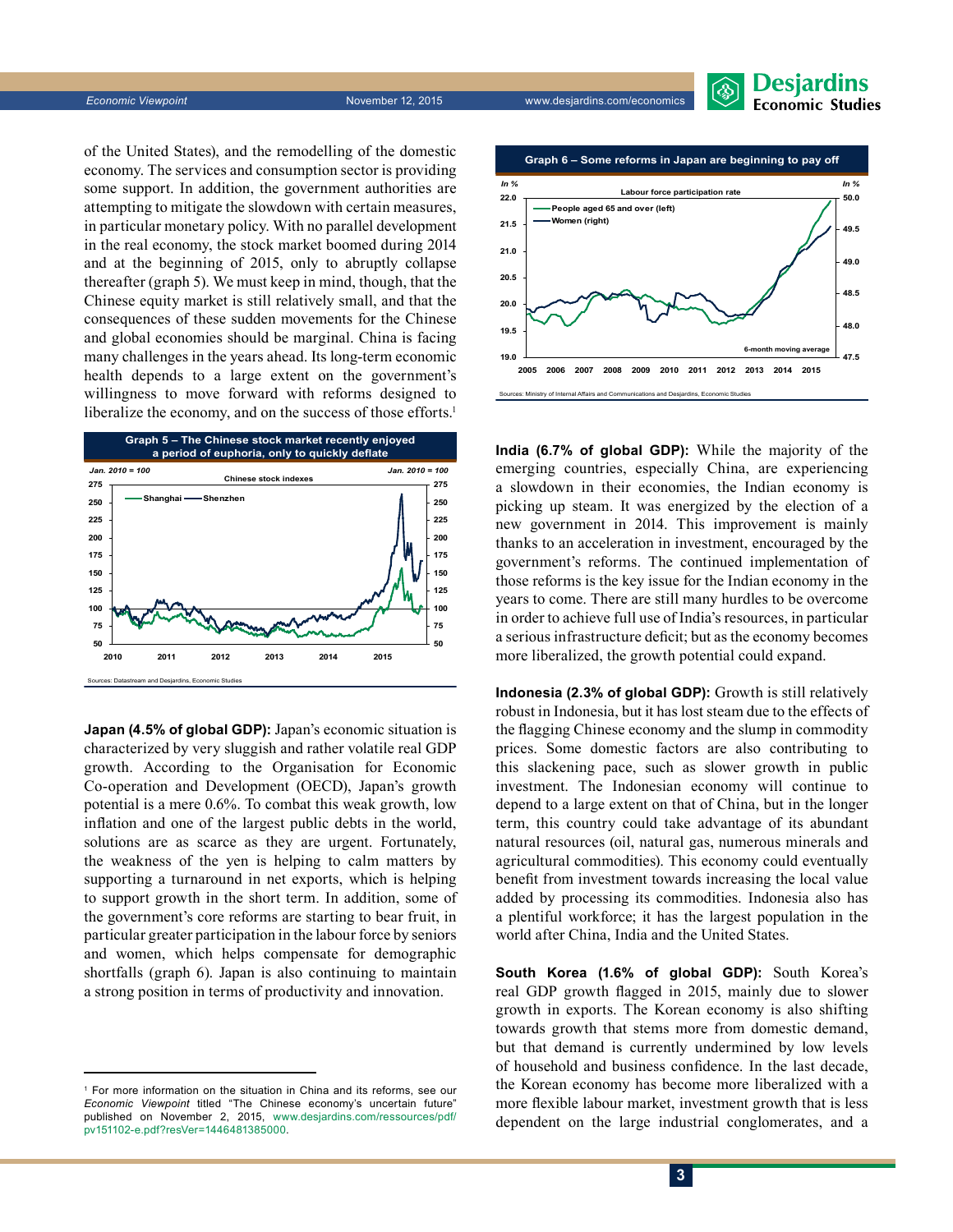of the United States), and the remodelling of the domestic economy. The services and consumption sector is providing some support. In addition, the government authorities are attempting to mitigate the slowdown with certain measures, in particular monetary policy. With no parallel development in the real economy, the stock market boomed during 2014 and at the beginning of 2015, only to abruptly collapse thereafter (graph 5). We must keep in mind, though, that the Chinese equity market is still relatively small, and that the consequences of these sudden movements for the Chinese and global economies should be marginal. China is facing many challenges in the years ahead. Its long-term economic health depends to a large extent on the government's willingness to move forward with reforms designed to liberalize the economy, and on the success of those efforts.[1]

**Graph 5 – The Chinese stock market recently enjoyed a period of euphoria, only to quickly deflate**

Sources: Datastream and Desjardins, Economic Studies

**Japan (4.5% of global GDP):** Japan's economic situation is characterized by very sluggish and rather volatile real GDP growth. According to the Organisation for Economic Co-operation and Development (OECD), Japan's growth potential is a mere 0.6%. To combat this weak growth, low inflation and one of the largest public debts in the world, solutions are as scarce as they are urgent. Fortunately, the weakness of the yen is helping to calm matters by supporting a turnaround in net exports, which is helping to support growth in the short term. In addition, some of the government's core reforms are starting to bear fruit, in particular greater participation in the labour force by seniors and women, which helps compensate for demographic shortfalls (graph 6). Japan is also continuing to maintain a strong position in terms of productivity and innovation.

**Graph 6 – Some reforms in Japan are beginning to pay off**

Sources: Ministry of Internal Affairs and Communications and Desjardins, Economic Studies

**India (6.7% of global GDP):** While the majority of the emerging countries, especially China, are experiencing a slowdown in their economies, the Indian economy is picking up steam. It was energized by the election of a new government in 2014. This improvement is mainly thanks to an acceleration in investment, encouraged by the government's reforms. The continued implementation of those reforms is the key issue for the Indian economy in the years to come. There are still many hurdles to be overcome in order to achieve full use of India's resources, in particular a serious infrastructure deficit; but as the economy becomes more liberalized, the growth potential could expand.

**Indonesia (2.3% of global GDP):** Growth is still relatively robust in Indonesia, but it has lost steam due to the effects of the flagging Chinese economy and the slump in commodity prices. Some domestic factors are also contributing to this slackening pace, such as slower growth in public investment. The Indonesian economy will continue to depend to a large extent on that of China, but in the longer term, this country could take advantage of its abundant natural resources (oil, natural gas, numerous minerals and agricultural commodities). This economy could eventually benefit from investment towards increasing the local value added by processing its commodities. Indonesia also has a plentiful workforce; it has the largest population in the world after China, India and the United States.

**South Korea (1.6% of global GDP):** South Korea's real GDP growth flagged in 2015, mainly due to slower growth in exports. The Korean economy is also shifting towards growth that stems more from domestic demand, but that demand is currently undermined by low levels of household and business confidence. In the last decade, the Korean economy has become more liberalized with a more flexible labour market, investment growth that is less dependent on the large industrial conglomerates, and a

[1] For more information on the situation in China and its reforms, see our *Economic Viewpoint* titled "The Chinese economy's uncertain future" published on November 2, 2015, www.desjardins.com/ressources/pdf/pv151102-e.pdf?resVer=1446481385000.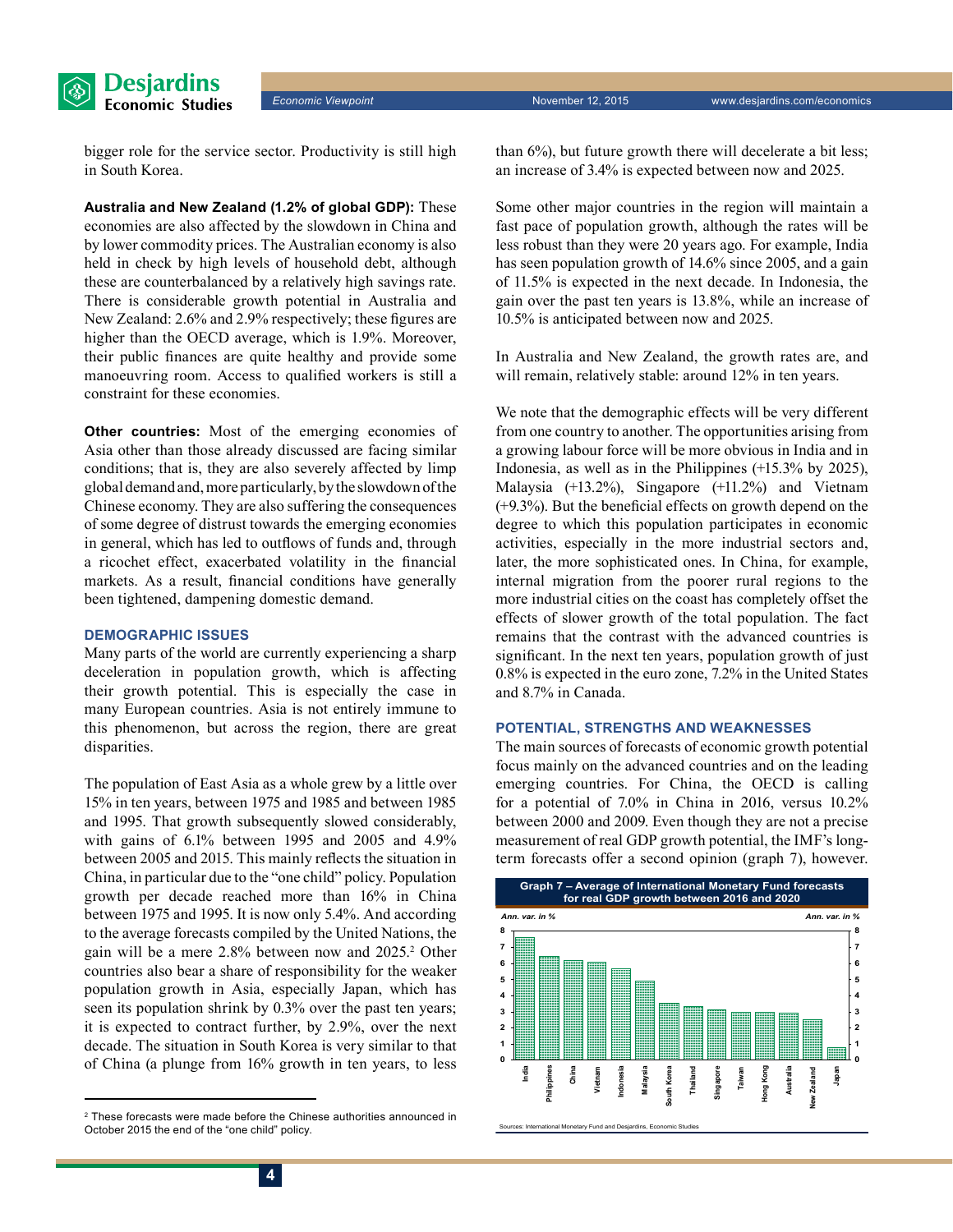bigger role for the service sector. Productivity is still high in South Korea.

**Australia and New Zealand (1.2% of global GDP):** These economies are also affected by the slowdown in China and by lower commodity prices. The Australian economy is also held in check by high levels of household debt, although these are counterbalanced by a relatively high savings rate. There is considerable growth potential in Australia and New Zealand: 2.6% and 2.9% respectively; these figures are higher than the OECD average, which is 1.9%. Moreover, their public finances are quite healthy and provide some manoeuvring room. Access to qualified workers is still a constraint for these economies.

**Other countries:** Most of the emerging economies of Asia other than those already discussed are facing similar conditions; that is, they are also severely affected by limp global demand and, more particularly, by the slowdown of the Chinese economy. They are also suffering the consequences of some degree of distrust towards the emerging economies in general, which has led to outflows of funds and, through a ricochet effect, exacerbated volatility in the financial markets. As a result, financial conditions have generally been tightened, dampening domestic demand.

## DEMOGRAPHIC ISSUES

Many parts of the world are currently experiencing a sharp deceleration in population growth, which is affecting their growth potential. This is especially the case in many European countries. Asia is not entirely immune to this phenomenon, but across the region, there are great disparities.

The population of East Asia as a whole grew by a little over 15% in ten years, between 1975 and 1985 and between 1985 and 1995. That growth subsequently slowed considerably, with gains of 6.1% between 1995 and 2005 and 4.9% between 2005 and 2015. This mainly reflects the situation in China, in particular due to the "one child" policy. Population growth per decade reached more than 16% in China between 1975 and 1995. It is now only 5.4%. And according to the average forecasts compiled by the United Nations, the gain will be a mere 2.8% between now and 2025.[2] Other countries also bear a share of responsibility for the weaker population growth in Asia, especially Japan, which has seen its population shrink by 0.3% over the past ten years; it is expected to contract further, by 2.9%, over the next decade. The situation in South Korea is very similar to that of China (a plunge from 16% growth in ten years, to less than 6%), but future growth there will decelerate a bit less; an increase of 3.4% is expected between now and 2025.

Some other major countries in the region will maintain a fast pace of population growth, although the rates will be less robust than they were 20 years ago. For example, India has seen population growth of 14.6% since 2005, and a gain of 11.5% is expected in the next decade. In Indonesia, the gain over the past ten years is 13.8%, while an increase of 10.5% is anticipated between now and 2025.

In Australia and New Zealand, the growth rates are, and will remain, relatively stable: around 12% in ten years.

We note that the demographic effects will be very different from one country to another. The opportunities arising from a growing labour force will be more obvious in India and in Indonesia, as well as in the Philippines (+15.3% by 2025), Malaysia (+13.2%), Singapore (+11.2%) and Vietnam (+9.3%). But the beneficial effects on growth depend on the degree to which this population participates in economic activities, especially in the more industrial sectors and, later, the more sophisticated ones. In China, for example, internal migration from the poorer rural regions to the more industrial cities on the coast has completely offset the effects of slower growth of the total population. The fact remains that the contrast with the advanced countries is significant. In the next ten years, population growth of just 0.8% is expected in the euro zone, 7.2% in the United States and 8.7% in Canada.

## POTENTIAL, STRENGTHS AND WEAKNESSES

The main sources of forecasts of economic growth potential focus mainly on the advanced countries and on the leading emerging countries. For China, the OECD is calling for a potential of 7.0% in China in 2016, versus 10.2% between 2000 and 2009. Even though they are not a precise measurement of real GDP growth potential, the IMF's long-term forecasts offer a second opinion (graph 7), however.

**Graph 7 – Average of International Monetary Fund forecasts for real GDP growth between 2016 and 2020**

Ann. var. in %

Countries shown: India, Philippines, China, Vietnam, Indonesia, Malaysia, South Korea, Thailand, Singapore, Taiwan, Hong Kong, Australia, New Zealand, Japan

Sources: International Monetary Fund and Desjardins, Economic Studies

---

[2] These forecasts were made before the Chinese authorities announced in October 2015 the end of the "one child" policy.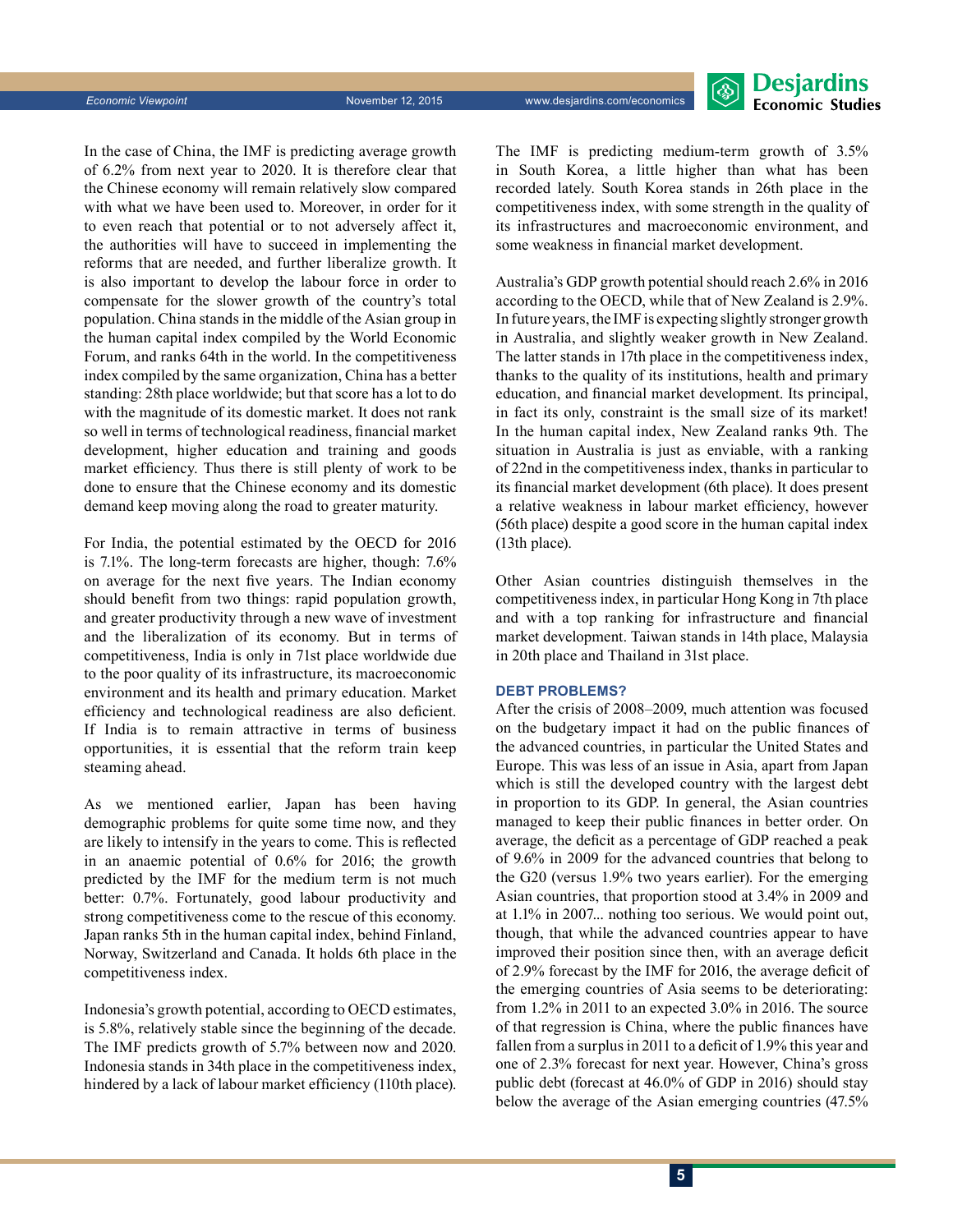In the case of China, the IMF is predicting average growth of 6.2% from next year to 2020. It is therefore clear that the Chinese economy will remain relatively slow compared with what we have been used to. Moreover, in order for it to even reach that potential or to not adversely affect it, the authorities will have to succeed in implementing the reforms that are needed, and further liberalize growth. It is also important to develop the labour force in order to compensate for the slower growth of the country's total population. China stands in the middle of the Asian group in the human capital index compiled by the World Economic Forum, and ranks 64th in the world. In the competitiveness index compiled by the same organization, China has a better standing: 28th place worldwide; but that score has a lot to do with the magnitude of its domestic market. It does not rank so well in terms of technological readiness, financial market development, higher education and training and goods market efficiency. Thus there is still plenty of work to be done to ensure that the Chinese economy and its domestic demand keep moving along the road to greater maturity.

For India, the potential estimated by the OECD for 2016 is 7.1%. The long-term forecasts are higher, though: 7.6% on average for the next five years. The Indian economy should benefit from two things: rapid population growth, and greater productivity through a new wave of investment and the liberalization of its economy. But in terms of competitiveness, India is only in 71st place worldwide due to the poor quality of its infrastructure, its macroeconomic environment and its health and primary education. Market efficiency and technological readiness are also deficient. If India is to remain attractive in terms of business opportunities, it is essential that the reform train keep steaming ahead.

As we mentioned earlier, Japan has been having demographic problems for quite some time now, and they are likely to intensify in the years to come. This is reflected in an anaemic potential of 0.6% for 2016; the growth predicted by the IMF for the medium term is not much better: 0.7%. Fortunately, good labour productivity and strong competitiveness come to the rescue of this economy. Japan ranks 5th in the human capital index, behind Finland, Norway, Switzerland and Canada. It holds 6th place in the competitiveness index.

Indonesia's growth potential, according to OECD estimates, is 5.8%, relatively stable since the beginning of the decade. The IMF predicts growth of 5.7% between now and 2020. Indonesia stands in 34th place in the competitiveness index, hindered by a lack of labour market efficiency (110th place).

The IMF is predicting medium-term growth of 3.5% in South Korea, a little higher than what has been recorded lately. South Korea stands in 26th place in the competitiveness index, with some strength in the quality of its infrastructures and macroeconomic environment, and some weakness in financial market development.

Australia's GDP growth potential should reach 2.6% in 2016 according to the OECD, while that of New Zealand is 2.9%. In future years, the IMF is expecting slightly stronger growth in Australia, and slightly weaker growth in New Zealand. The latter stands in 17th place in the competitiveness index, thanks to the quality of its institutions, health and primary education, and financial market development. Its principal, in fact its only, constraint is the small size of its market! In the human capital index, New Zealand ranks 9th. The situation in Australia is just as enviable, with a ranking of 22nd in the competitiveness index, thanks in particular to its financial market development (6th place). It does present a relative weakness in labour market efficiency, however (56th place) despite a good score in the human capital index (13th place).

Other Asian countries distinguish themselves in the competitiveness index, in particular Hong Kong in 7th place and with a top ranking for infrastructure and financial market development. Taiwan stands in 14th place, Malaysia in 20th place and Thailand in 31st place.

### DEBT PROBLEMS?

After the crisis of 2008–2009, much attention was focused on the budgetary impact it had on the public finances of the advanced countries, in particular the United States and Europe. This was less of an issue in Asia, apart from Japan which is still the developed country with the largest debt in proportion to its GDP. In general, the Asian countries managed to keep their public finances in better order. On average, the deficit as a percentage of GDP reached a peak of 9.6% in 2009 for the advanced countries that belong to the G20 (versus 1.9% two years earlier). For the emerging Asian countries, that proportion stood at 3.4% in 2009 and at 1.1% in 2007... nothing too serious. We would point out, though, that while the advanced countries appear to have improved their position since then, with an average deficit of 2.9% forecast by the IMF for 2016, the average deficit of the emerging countries of Asia seems to be deteriorating: from 1.2% in 2011 to an expected 3.0% in 2016. The source of that regression is China, where the public finances have fallen from a surplus in 2011 to a deficit of 1.9% this year and one of 2.3% forecast for next year. However, China's gross public debt (forecast at 46.0% of GDP in 2016) should stay below the average of the Asian emerging countries (47.5%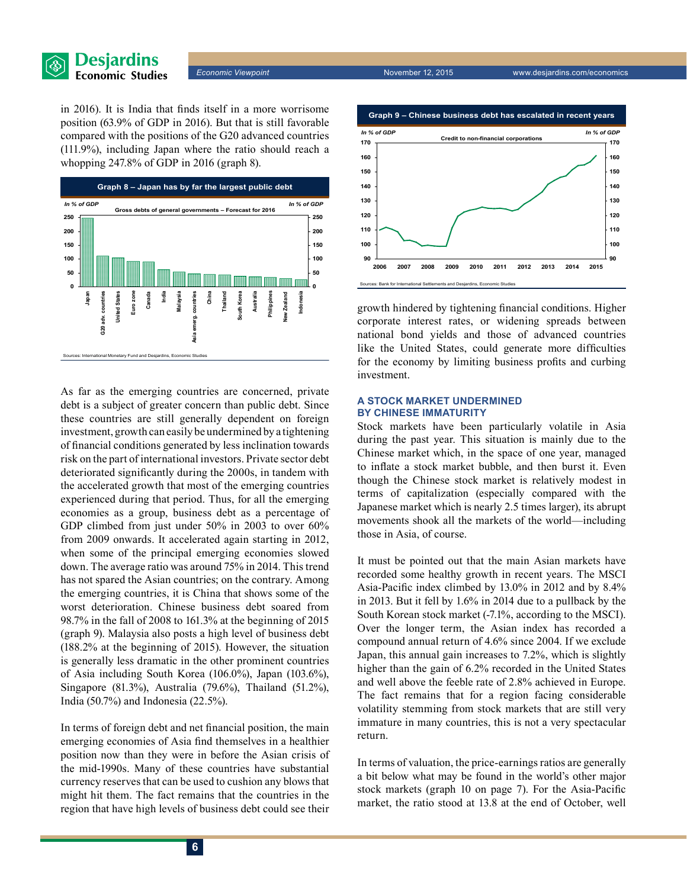in 2016). It is India that finds itself in a more worrisome position (63.9% of GDP in 2016). But that is still favorable compared with the positions of the G20 advanced countries (111.9%), including Japan where the ratio should reach a whopping 247.8% of GDP in 2016 (graph 8).

**Graph 8 – Japan has by far the largest public debt**

Gross debts of general governments – Forecast for 2016 (In % of GDP)

Sources: International Monetary Fund and Desjardins, Economic Studies

As far as the emerging countries are concerned, private debt is a subject of greater concern than public debt. Since these countries are still generally dependent on foreign investment, growth can easily be undermined by a tightening of financial conditions generated by less inclination towards risk on the part of international investors. Private sector debt deteriorated significantly during the 2000s, in tandem with the accelerated growth that most of the emerging countries experienced during that period. Thus, for all the emerging economies as a group, business debt as a percentage of GDP climbed from just under 50% in 2003 to over 60% from 2009 onwards. It accelerated again starting in 2012, when some of the principal emerging economies slowed down. The average ratio was around 75% in 2014. This trend has not spared the Asian countries; on the contrary. Among the emerging countries, it is China that shows some of the worst deterioration. Chinese business debt soared from 98.7% in the fall of 2008 to 161.3% at the beginning of 2015 (graph 9). Malaysia also posts a high level of business debt (188.2% at the beginning of 2015). However, the situation is generally less dramatic in the other prominent countries of Asia including South Korea (106.0%), Japan (103.6%), Singapore (81.3%), Australia (79.6%), Thailand (51.2%), India (50.7%) and Indonesia (22.5%).

In terms of foreign debt and net financial position, the main emerging economies of Asia find themselves in a healthier position now than they were in before the Asian crisis of the mid-1990s. Many of these countries have substantial currency reserves that can be used to cushion any blows that might hit them. The fact remains that the countries in the region that have high levels of business debt could see their growth hindered by tightening financial conditions. Higher corporate interest rates, or widening spreads between national bond yields and those of advanced countries like the United States, could generate more difficulties for the economy by limiting business profits and curbing investment.

**Graph 9 – Chinese business debt has escalated in recent years**

Credit to non-financial corporations (In % of GDP)

Sources: Bank for International Settlements and Desjardins, Economic Studies

## A STOCK MARKET UNDERMINED BY CHINESE IMMATURITY

Stock markets have been particularly volatile in Asia during the past year. This situation is mainly due to the Chinese market which, in the space of one year, managed to inflate a stock market bubble, and then burst it. Even though the Chinese stock market is relatively modest in terms of capitalization (especially compared with the Japanese market which is nearly 2.5 times larger), its abrupt movements shook all the markets of the world—including those in Asia, of course.

It must be pointed out that the main Asian markets have recorded some healthy growth in recent years. The MSCI Asia-Pacific index climbed by 13.0% in 2012 and by 8.4% in 2013. But it fell by 1.6% in 2014 due to a pullback by the South Korean stock market (-7.1%, according to the MSCI). Over the longer term, the Asian index has recorded a compound annual return of 4.6% since 2004. If we exclude Japan, this annual gain increases to 7.2%, which is slightly higher than the gain of 6.2% recorded in the United States and well above the feeble rate of 2.8% achieved in Europe. The fact remains that for a region facing considerable volatility stemming from stock markets that are still very immature in many countries, this is not a very spectacular return.

In terms of valuation, the price-earnings ratios are generally a bit below what may be found in the world's other major stock markets (graph 10 on page 7). For the Asia-Pacific market, the ratio stood at 13.8 at the end of October, well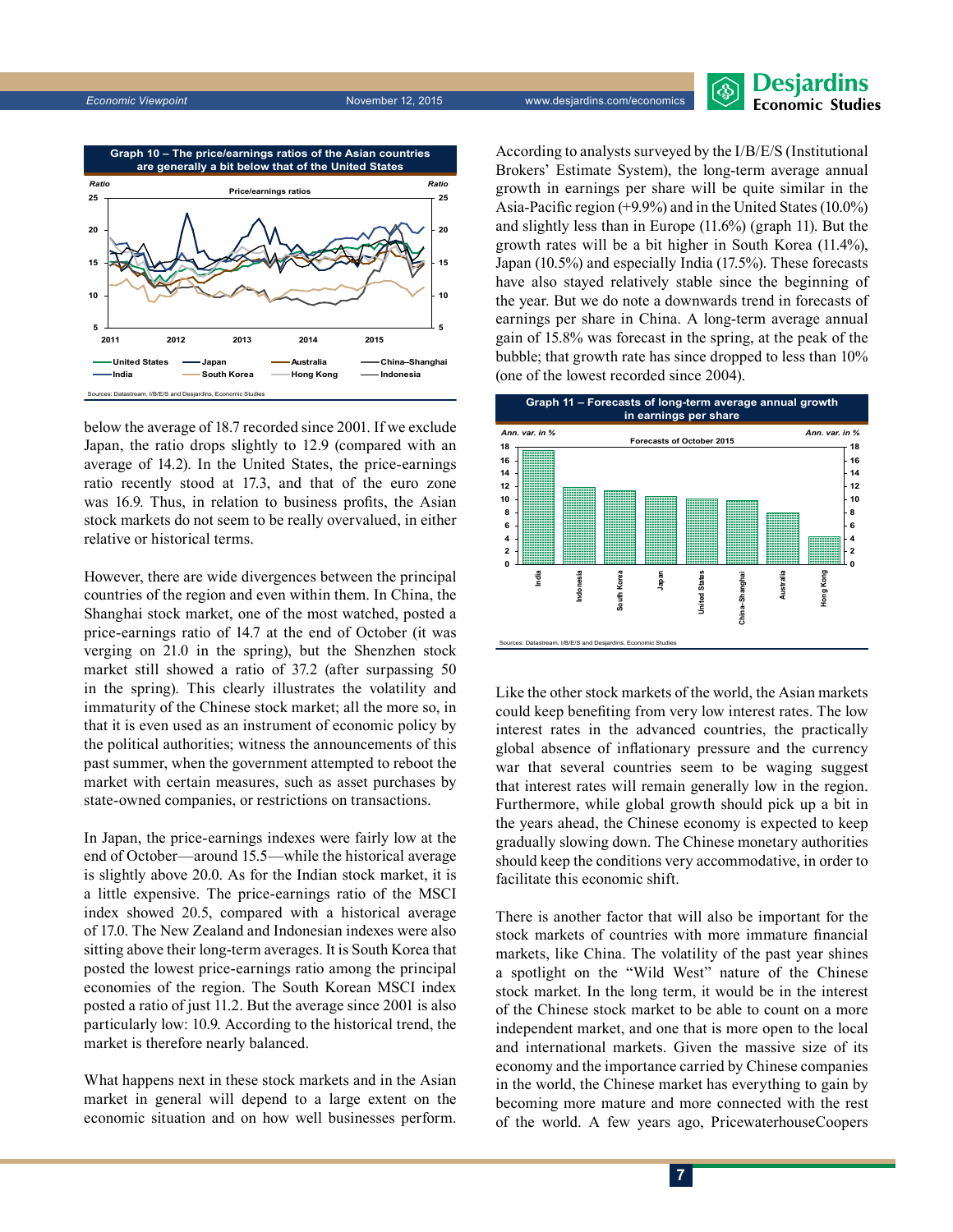**Graph 10 – The price/earnings ratios of the Asian countries are generally a bit below that of the United States**

Sources: Datastream, I/B/E/S and Desjardins, Economic Studies

below the average of 18.7 recorded since 2001. If we exclude Japan, the ratio drops slightly to 12.9 (compared with an average of 14.2). In the United States, the price-earnings ratio recently stood at 17.3, and that of the euro zone was 16.9. Thus, in relation to business profits, the Asian stock markets do not seem to be really overvalued, in either relative or historical terms.

However, there are wide divergences between the principal countries of the region and even within them. In China, the Shanghai stock market, one of the most watched, posted a price-earnings ratio of 14.7 at the end of October (it was verging on 21.0 in the spring), but the Shenzhen stock market still showed a ratio of 37.2 (after surpassing 50 in the spring). This clearly illustrates the volatility and immaturity of the Chinese stock market; all the more so, in that it is even used as an instrument of economic policy by the political authorities; witness the announcements of this past summer, when the government attempted to reboot the market with certain measures, such as asset purchases by state-owned companies, or restrictions on transactions.

In Japan, the price-earnings indexes were fairly low at the end of October—around 15.5—while the historical average is slightly above 20.0. As for the Indian stock market, it is a little expensive. The price-earnings ratio of the MSCI index showed 20.5, compared with a historical average of 17.0. The New Zealand and Indonesian indexes were also sitting above their long-term averages. It is South Korea that posted the lowest price-earnings ratio among the principal economies of the region. The South Korean MSCI index posted a ratio of just 11.2. But the average since 2001 is also particularly low: 10.9. According to the historical trend, the market is therefore nearly balanced.

What happens next in these stock markets and in the Asian market in general will depend to a large extent on the economic situation and on how well businesses perform. According to analysts surveyed by the I/B/E/S (Institutional Brokers' Estimate System), the long-term average annual growth in earnings per share will be quite similar in the Asia-Pacific region (+9.9%) and in the United States (10.0%) and slightly less than in Europe (11.6%) (graph 11). But the growth rates will be a bit higher in South Korea (11.4%), Japan (10.5%) and especially India (17.5%). These forecasts have also stayed relatively stable since the beginning of the year. But we do note a downwards trend in forecasts of earnings per share in China. A long-term average annual gain of 15.8% was forecast in the spring, at the peak of the bubble; that growth rate has since dropped to less than 10% (one of the lowest recorded since 2004).

**Graph 11 – Forecasts of long-term average annual growth in earnings per share**

Sources: Datastream, I/B/E/S and Desjardins, Economic Studies

Like the other stock markets of the world, the Asian markets could keep benefiting from very low interest rates. The low interest rates in the advanced countries, the practically global absence of inflationary pressure and the currency war that several countries seem to be waging suggest that interest rates will remain generally low in the region. Furthermore, while global growth should pick up a bit in the years ahead, the Chinese economy is expected to keep gradually slowing down. The Chinese monetary authorities should keep the conditions very accommodative, in order to facilitate this economic shift.

There is another factor that will also be important for the stock markets of countries with more immature financial markets, like China. The volatility of the past year shines a spotlight on the "Wild West" nature of the Chinese stock market. In the long term, it would be in the interest of the Chinese stock market to be able to count on a more independent market, and one that is more open to the local and international markets. Given the massive size of its economy and the importance carried by Chinese companies in the world, the Chinese market has everything to gain by becoming more mature and more connected with the rest of the world. A few years ago, PricewaterhouseCoopers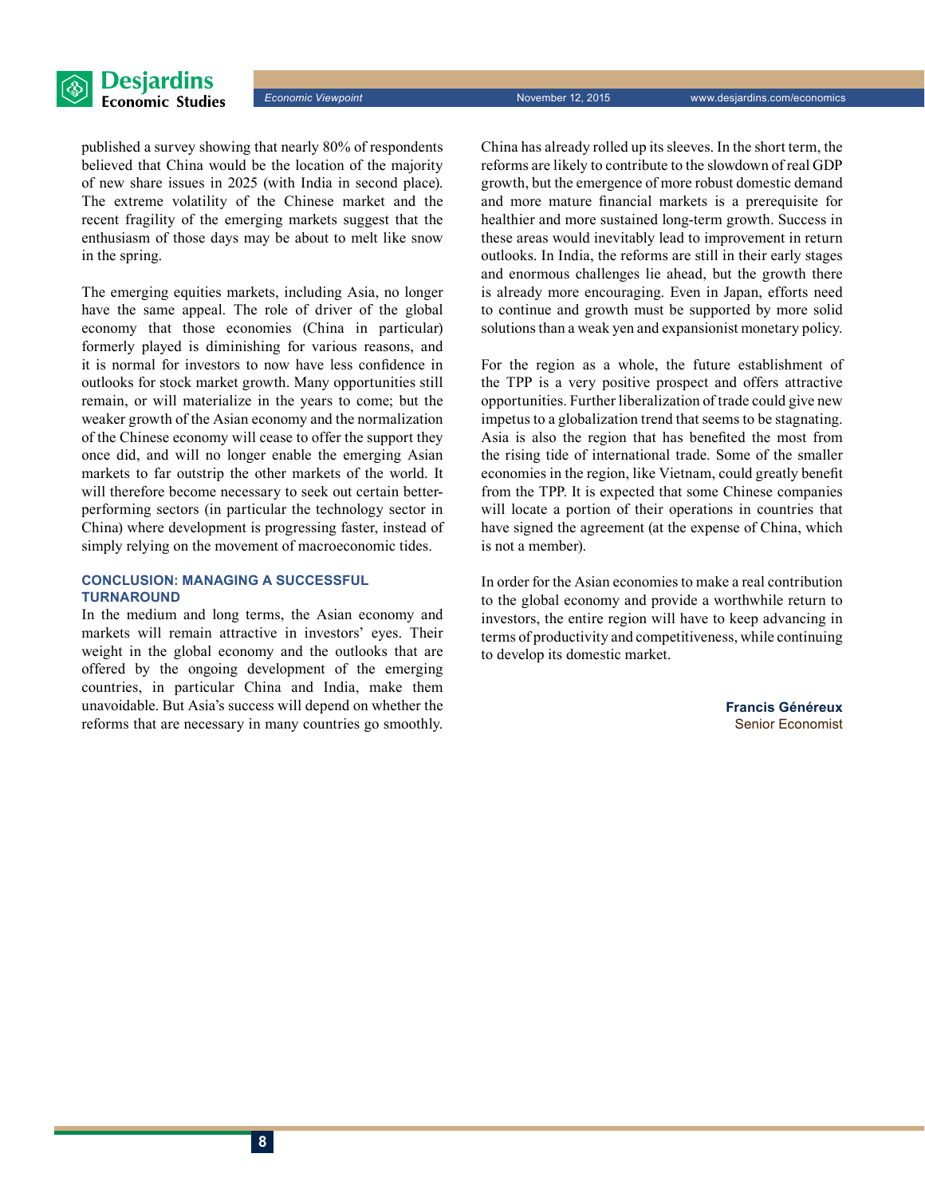published a survey showing that nearly 80% of respondents believed that China would be the location of the majority of new share issues in 2025 (with India in second place). The extreme volatility of the Chinese market and the recent fragility of the emerging markets suggest that the enthusiasm of those days may be about to melt like snow in the spring.

The emerging equities markets, including Asia, no longer have the same appeal. The role of driver of the global economy that those economies (China in particular) formerly played is diminishing for various reasons, and it is normal for investors to now have less confidence in outlooks for stock market growth. Many opportunities still remain, or will materialize in the years to come; but the weaker growth of the Asian economy and the normalization of the Chinese economy will cease to offer the support they once did, and will no longer enable the emerging Asian markets to far outstrip the other markets of the world. It will therefore become necessary to seek out certain better-performing sectors (in particular the technology sector in China) where development is progressing faster, instead of simply relying on the movement of macroeconomic tides.

## CONCLUSION: MANAGING A SUCCESSFUL TURNAROUND

In the medium and long terms, the Asian economy and markets will remain attractive in investors' eyes. Their weight in the global economy and the outlooks that are offered by the ongoing development of the emerging countries, in particular China and India, make them unavoidable. But Asia's success will depend on whether the reforms that are necessary in many countries go smoothly. China has already rolled up its sleeves. In the short term, the reforms are likely to contribute to the slowdown of real GDP growth, but the emergence of more robust domestic demand and more mature financial markets is a prerequisite for healthier and more sustained long-term growth. Success in these areas would inevitably lead to improvement in return outlooks. In India, the reforms are still in their early stages and enormous challenges lie ahead, but the growth there is already more encouraging. Even in Japan, efforts need to continue and growth must be supported by more solid solutions than a weak yen and expansionist monetary policy.

For the region as a whole, the future establishment of the TPP is a very positive prospect and offers attractive opportunities. Further liberalization of trade could give new impetus to a globalization trend that seems to be stagnating. Asia is also the region that has benefited the most from the rising tide of international trade. Some of the smaller economies in the region, like Vietnam, could greatly benefit from the TPP. It is expected that some Chinese companies will locate a portion of their operations in countries that have signed the agreement (at the expense of China, which is not a member).

In order for the Asian economies to make a real contribution to the global economy and provide a worthwhile return to investors, the entire region will have to keep advancing in terms of productivity and competitiveness, while continuing to develop its domestic market.

**Francis Généreux**
Senior Economist